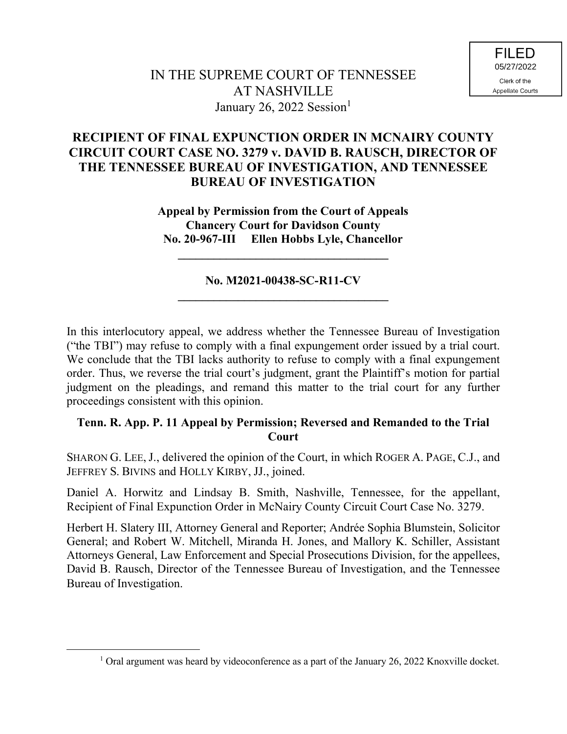FILED
05/27/2022
Clerk of the
Appellate Courts

IN THE SUPREME COURT OF TENNESSEE
AT NASHVILLE
January 26, 2022 Session[1]

**RECIPIENT OF FINAL EXPUNCTION ORDER IN MCNAIRY COUNTY CIRCUIT COURT CASE NO. 3279 v. DAVID B. RAUSCH, DIRECTOR OF THE TENNESSEE BUREAU OF INVESTIGATION, AND TENNESSEE BUREAU OF INVESTIGATION**

**Appeal by Permission from the Court of Appeals**
**Chancery Court for Davidson County**
**No. 20-967-III Ellen Hobbs Lyle, Chancellor**

---

**No. M2021-00438-SC-R11-CV**

---

In this interlocutory appeal, we address whether the Tennessee Bureau of Investigation ("the TBI") may refuse to comply with a final expungement order issued by a trial court. We conclude that the TBI lacks authority to refuse to comply with a final expungement order. Thus, we reverse the trial court's judgment, grant the Plaintiff's motion for partial judgment on the pleadings, and remand this matter to the trial court for any further proceedings consistent with this opinion.

**Tenn. R. App. P. 11 Appeal by Permission; Reversed and Remanded to the Trial Court**

SHARON G. LEE, J., delivered the opinion of the Court, in which ROGER A. PAGE, C.J., and JEFFREY S. BIVINS and HOLLY KIRBY, JJ., joined.

Daniel A. Horwitz and Lindsay B. Smith, Nashville, Tennessee, for the appellant, Recipient of Final Expunction Order in McNairy County Circuit Court Case No. 3279.

Herbert H. Slatery III, Attorney General and Reporter; Andrée Sophia Blumstein, Solicitor General; and Robert W. Mitchell, Miranda H. Jones, and Mallory K. Schiller, Assistant Attorneys General, Law Enforcement and Special Prosecutions Division, for the appellees, David B. Rausch, Director of the Tennessee Bureau of Investigation, and the Tennessee Bureau of Investigation.

---

[1] Oral argument was heard by videoconference as a part of the January 26, 2022 Knoxville docket.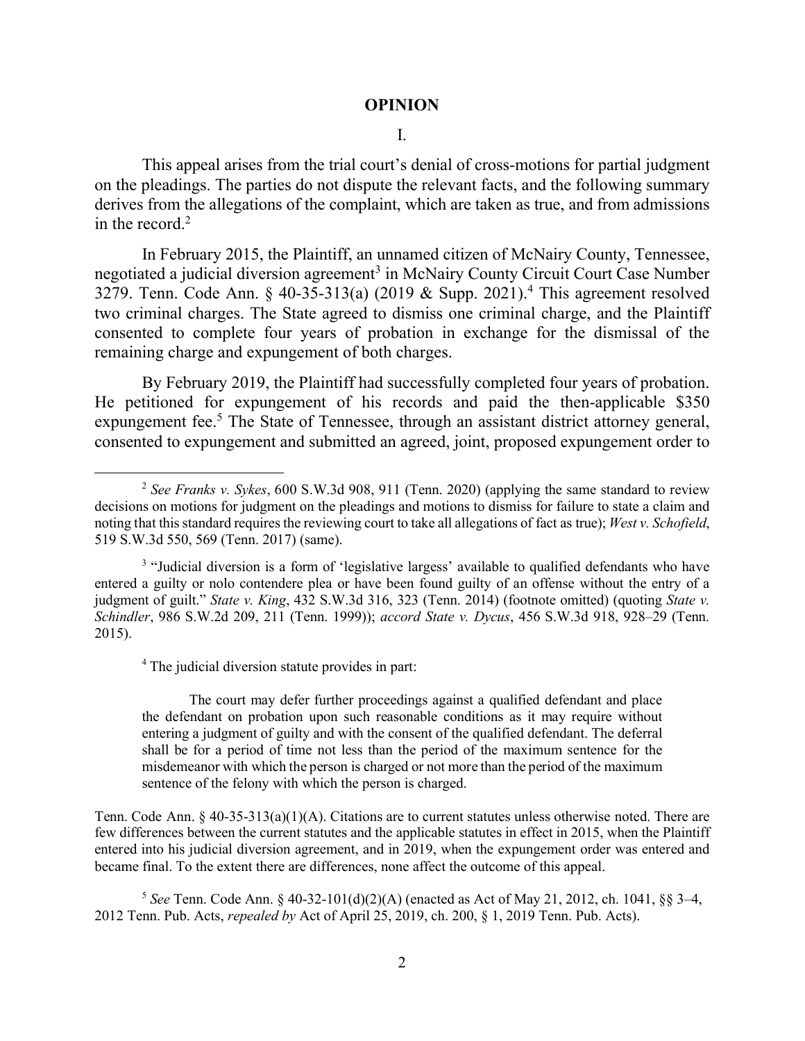# OPINION

## I.

This appeal arises from the trial court's denial of cross-motions for partial judgment on the pleadings. The parties do not dispute the relevant facts, and the following summary derives from the allegations of the complaint, which are taken as true, and from admissions in the record.[2]

In February 2015, the Plaintiff, an unnamed citizen of McNairy County, Tennessee, negotiated a judicial diversion agreement[3] in McNairy County Circuit Court Case Number 3279. Tenn. Code Ann. § 40-35-313(a) (2019 & Supp. 2021).[4] This agreement resolved two criminal charges. The State agreed to dismiss one criminal charge, and the Plaintiff consented to complete four years of probation in exchange for the dismissal of the remaining charge and expungement of both charges.

By February 2019, the Plaintiff had successfully completed four years of probation. He petitioned for expungement of his records and paid the then-applicable $350 expungement fee.[5] The State of Tennessee, through an assistant district attorney general, consented to expungement and submitted an agreed, joint, proposed expungement order to

---

[2] *See Franks v. Sykes*, 600 S.W.3d 908, 911 (Tenn. 2020) (applying the same standard to review decisions on motions for judgment on the pleadings and motions to dismiss for failure to state a claim and noting that this standard requires the reviewing court to take all allegations of fact as true); *West v. Schofield*, 519 S.W.3d 550, 569 (Tenn. 2017) (same).

[3] "Judicial diversion is a form of 'legislative largess' available to qualified defendants who have entered a guilty or nolo contendere plea or have been found guilty of an offense without the entry of a judgment of guilt." *State v. King*, 432 S.W.3d 316, 323 (Tenn. 2014) (footnote omitted) (quoting *State v. Schindler*, 986 S.W.2d 209, 211 (Tenn. 1999)); *accord State v. Dycus*, 456 S.W.3d 918, 928–29 (Tenn. 2015).

[4] The judicial diversion statute provides in part:

> The court may defer further proceedings against a qualified defendant and place the defendant on probation upon such reasonable conditions as it may require without entering a judgment of guilty and with the consent of the qualified defendant. The deferral shall be for a period of time not less than the period of the maximum sentence for the misdemeanor with which the person is charged or not more than the period of the maximum sentence of the felony with which the person is charged.

Tenn. Code Ann. § 40-35-313(a)(1)(A). Citations are to current statutes unless otherwise noted. There are few differences between the current statutes and the applicable statutes in effect in 2015, when the Plaintiff entered into his judicial diversion agreement, and in 2019, when the expungement order was entered and became final. To the extent there are differences, none affect the outcome of this appeal.

[5] *See* Tenn. Code Ann. § 40-32-101(d)(2)(A) (enacted as Act of May 21, 2012, ch. 1041, §§ 3–4, 2012 Tenn. Pub. Acts, *repealed by* Act of April 25, 2019, ch. 200, § 1, 2019 Tenn. Pub. Acts).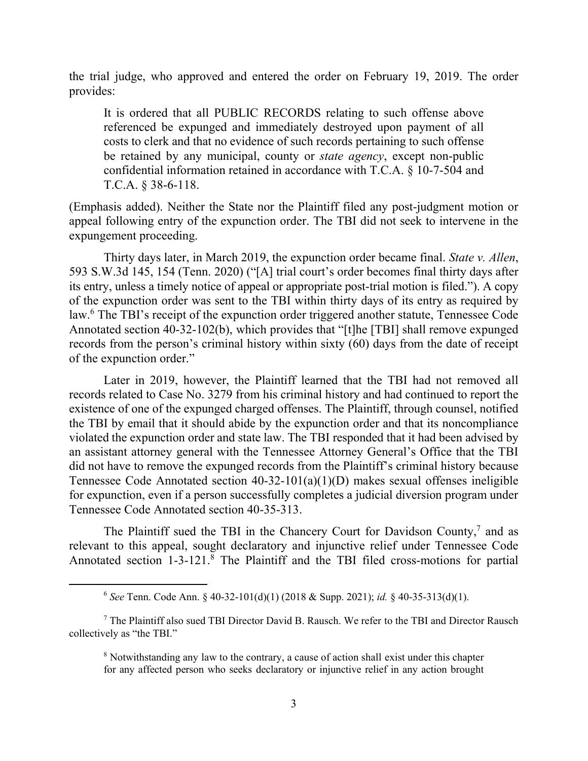the trial judge, who approved and entered the order on February 19, 2019. The order provides:

> It is ordered that all PUBLIC RECORDS relating to such offense above referenced be expunged and immediately destroyed upon payment of all costs to clerk and that no evidence of such records pertaining to such offense be retained by any municipal, county or *state agency*, except non-public confidential information retained in accordance with T.C.A. § 10-7-504 and T.C.A. § 38-6-118.

(Emphasis added). Neither the State nor the Plaintiff filed any post-judgment motion or appeal following entry of the expunction order. The TBI did not seek to intervene in the expungement proceeding.

Thirty days later, in March 2019, the expunction order became final. *State v. Allen*, 593 S.W.3d 145, 154 (Tenn. 2020) ("[A] trial court's order becomes final thirty days after its entry, unless a timely notice of appeal or appropriate post-trial motion is filed."). A copy of the expunction order was sent to the TBI within thirty days of its entry as required by law.[6] The TBI's receipt of the expunction order triggered another statute, Tennessee Code Annotated section 40-32-102(b), which provides that "[t]he [TBI] shall remove expunged records from the person's criminal history within sixty (60) days from the date of receipt of the expunction order."

Later in 2019, however, the Plaintiff learned that the TBI had not removed all records related to Case No. 3279 from his criminal history and had continued to report the existence of one of the expunged charged offenses. The Plaintiff, through counsel, notified the TBI by email that it should abide by the expunction order and that its noncompliance violated the expunction order and state law. The TBI responded that it had been advised by an assistant attorney general with the Tennessee Attorney General's Office that the TBI did not have to remove the expunged records from the Plaintiff's criminal history because Tennessee Code Annotated section 40-32-101(a)(1)(D) makes sexual offenses ineligible for expunction, even if a person successfully completes a judicial diversion program under Tennessee Code Annotated section 40-35-313.

The Plaintiff sued the TBI in the Chancery Court for Davidson County,[7] and as relevant to this appeal, sought declaratory and injunctive relief under Tennessee Code Annotated section 1-3-121.[8] The Plaintiff and the TBI filed cross-motions for partial

---

[6] *See* Tenn. Code Ann. § 40-32-101(d)(1) (2018 & Supp. 2021); *id.* § 40-35-313(d)(1).

[7] The Plaintiff also sued TBI Director David B. Rausch. We refer to the TBI and Director Rausch collectively as "the TBI."

[8] Notwithstanding any law to the contrary, a cause of action shall exist under this chapter for any affected person who seeks declaratory or injunctive relief in any action brought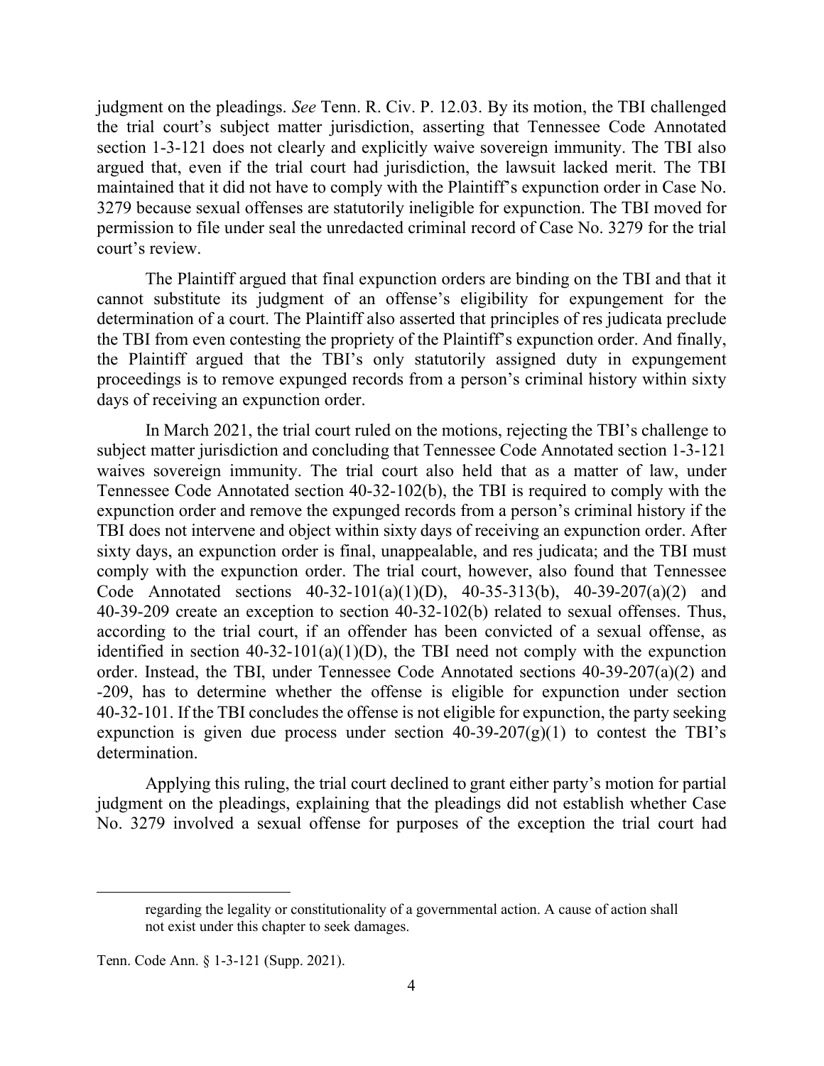judgment on the pleadings. *See* Tenn. R. Civ. P. 12.03. By its motion, the TBI challenged the trial court's subject matter jurisdiction, asserting that Tennessee Code Annotated section 1-3-121 does not clearly and explicitly waive sovereign immunity. The TBI also argued that, even if the trial court had jurisdiction, the lawsuit lacked merit. The TBI maintained that it did not have to comply with the Plaintiff's expunction order in Case No. 3279 because sexual offenses are statutorily ineligible for expunction. The TBI moved for permission to file under seal the unredacted criminal record of Case No. 3279 for the trial court's review.

The Plaintiff argued that final expunction orders are binding on the TBI and that it cannot substitute its judgment of an offense's eligibility for expungement for the determination of a court. The Plaintiff also asserted that principles of res judicata preclude the TBI from even contesting the propriety of the Plaintiff's expunction order. And finally, the Plaintiff argued that the TBI's only statutorily assigned duty in expungement proceedings is to remove expunged records from a person's criminal history within sixty days of receiving an expunction order.

In March 2021, the trial court ruled on the motions, rejecting the TBI's challenge to subject matter jurisdiction and concluding that Tennessee Code Annotated section 1-3-121 waives sovereign immunity. The trial court also held that as a matter of law, under Tennessee Code Annotated section 40-32-102(b), the TBI is required to comply with the expunction order and remove the expunged records from a person's criminal history if the TBI does not intervene and object within sixty days of receiving an expunction order. After sixty days, an expunction order is final, unappealable, and res judicata; and the TBI must comply with the expunction order. The trial court, however, also found that Tennessee Code Annotated sections 40-32-101(a)(1)(D), 40-35-313(b), 40-39-207(a)(2) and 40-39-209 create an exception to section 40-32-102(b) related to sexual offenses. Thus, according to the trial court, if an offender has been convicted of a sexual offense, as identified in section 40-32-101(a)(1)(D), the TBI need not comply with the expunction order. Instead, the TBI, under Tennessee Code Annotated sections 40-39-207(a)(2) and -209, has to determine whether the offense is eligible for expunction under section 40-32-101. If the TBI concludes the offense is not eligible for expunction, the party seeking expunction is given due process under section 40-39-207(g)(1) to contest the TBI's determination.

Applying this ruling, the trial court declined to grant either party's motion for partial judgment on the pleadings, explaining that the pleadings did not establish whether Case No. 3279 involved a sexual offense for purposes of the exception the trial court had

---

regarding the legality or constitutionality of a governmental action. A cause of action shall not exist under this chapter to seek damages.

Tenn. Code Ann. § 1-3-121 (Supp. 2021).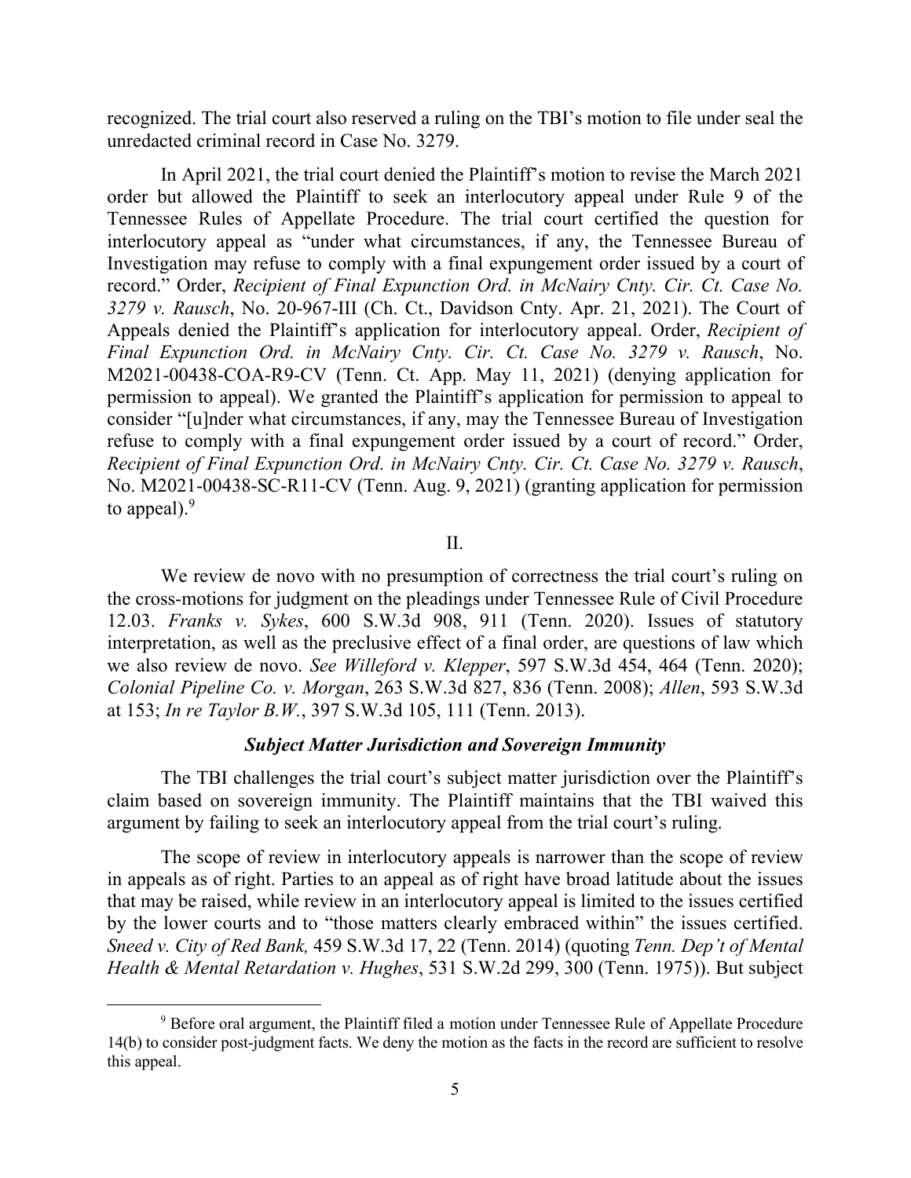recognized. The trial court also reserved a ruling on the TBI's motion to file under seal the unredacted criminal record in Case No. 3279.

In April 2021, the trial court denied the Plaintiff's motion to revise the March 2021 order but allowed the Plaintiff to seek an interlocutory appeal under Rule 9 of the Tennessee Rules of Appellate Procedure. The trial court certified the question for interlocutory appeal as "under what circumstances, if any, the Tennessee Bureau of Investigation may refuse to comply with a final expungement order issued by a court of record." Order, *Recipient of Final Expunction Ord. in McNairy Cnty. Cir. Ct. Case No. 3279 v. Rausch*, No. 20-967-III (Ch. Ct., Davidson Cnty. Apr. 21, 2021). The Court of Appeals denied the Plaintiff's application for interlocutory appeal. Order, *Recipient of Final Expunction Ord. in McNairy Cnty. Cir. Ct. Case No. 3279 v. Rausch*, No. M2021-00438-COA-R9-CV (Tenn. Ct. App. May 11, 2021) (denying application for permission to appeal). We granted the Plaintiff's application for permission to appeal to consider "[u]nder what circumstances, if any, may the Tennessee Bureau of Investigation refuse to comply with a final expungement order issued by a court of record." Order, *Recipient of Final Expunction Ord. in McNairy Cnty. Cir. Ct. Case No. 3279 v. Rausch*, No. M2021-00438-SC-R11-CV (Tenn. Aug. 9, 2021) (granting application for permission to appeal).[9]

II.

We review de novo with no presumption of correctness the trial court's ruling on the cross-motions for judgment on the pleadings under Tennessee Rule of Civil Procedure 12.03. *Franks v. Sykes*, 600 S.W.3d 908, 911 (Tenn. 2020). Issues of statutory interpretation, as well as the preclusive effect of a final order, are questions of law which we also review de novo. *See Willeford v. Klepper*, 597 S.W.3d 454, 464 (Tenn. 2020); *Colonial Pipeline Co. v. Morgan*, 263 S.W.3d 827, 836 (Tenn. 2008); *Allen*, 593 S.W.3d at 153; *In re Taylor B.W.*, 397 S.W.3d 105, 111 (Tenn. 2013).

### *Subject Matter Jurisdiction and Sovereign Immunity*

The TBI challenges the trial court's subject matter jurisdiction over the Plaintiff's claim based on sovereign immunity. The Plaintiff maintains that the TBI waived this argument by failing to seek an interlocutory appeal from the trial court's ruling.

The scope of review in interlocutory appeals is narrower than the scope of review in appeals as of right. Parties to an appeal as of right have broad latitude about the issues that may be raised, while review in an interlocutory appeal is limited to the issues certified by the lower courts and to "those matters clearly embraced within" the issues certified. *Sneed v. City of Red Bank,* 459 S.W.3d 17, 22 (Tenn. 2014) (quoting *Tenn. Dep't of Mental Health & Mental Retardation v. Hughes*, 531 S.W.2d 299, 300 (Tenn. 1975)). But subject

---

[9] Before oral argument, the Plaintiff filed a motion under Tennessee Rule of Appellate Procedure 14(b) to consider post-judgment facts. We deny the motion as the facts in the record are sufficient to resolve this appeal.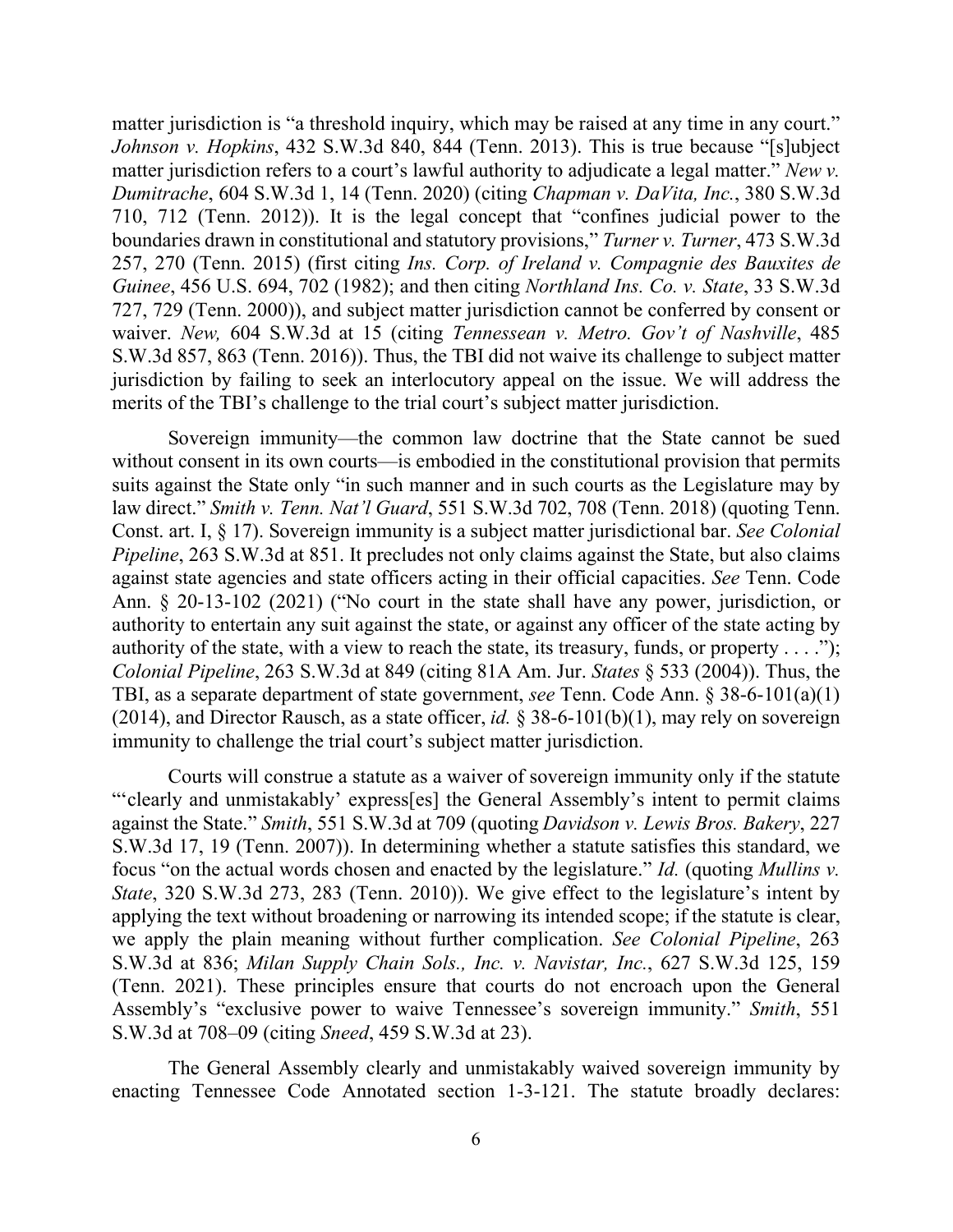matter jurisdiction is "a threshold inquiry, which may be raised at any time in any court." *Johnson v. Hopkins*, 432 S.W.3d 840, 844 (Tenn. 2013). This is true because "[s]ubject matter jurisdiction refers to a court's lawful authority to adjudicate a legal matter." *New v. Dumitrache*, 604 S.W.3d 1, 14 (Tenn. 2020) (citing *Chapman v. DaVita, Inc.*, 380 S.W.3d 710, 712 (Tenn. 2012)). It is the legal concept that "confines judicial power to the boundaries drawn in constitutional and statutory provisions," *Turner v. Turner*, 473 S.W.3d 257, 270 (Tenn. 2015) (first citing *Ins. Corp. of Ireland v. Compagnie des Bauxites de Guinee*, 456 U.S. 694, 702 (1982); and then citing *Northland Ins. Co. v. State*, 33 S.W.3d 727, 729 (Tenn. 2000)), and subject matter jurisdiction cannot be conferred by consent or waiver. *New,* 604 S.W.3d at 15 (citing *Tennessean v. Metro. Gov't of Nashville*, 485 S.W.3d 857, 863 (Tenn. 2016)). Thus, the TBI did not waive its challenge to subject matter jurisdiction by failing to seek an interlocutory appeal on the issue. We will address the merits of the TBI's challenge to the trial court's subject matter jurisdiction.

Sovereign immunity—the common law doctrine that the State cannot be sued without consent in its own courts—is embodied in the constitutional provision that permits suits against the State only "in such manner and in such courts as the Legislature may by law direct." *Smith v. Tenn. Nat'l Guard*, 551 S.W.3d 702, 708 (Tenn. 2018) (quoting Tenn. Const. art. I, § 17). Sovereign immunity is a subject matter jurisdictional bar. *See Colonial Pipeline*, 263 S.W.3d at 851. It precludes not only claims against the State, but also claims against state agencies and state officers acting in their official capacities. *See* Tenn. Code Ann. § 20-13-102 (2021) ("No court in the state shall have any power, jurisdiction, or authority to entertain any suit against the state, or against any officer of the state acting by authority of the state, with a view to reach the state, its treasury, funds, or property . . . ."); *Colonial Pipeline*, 263 S.W.3d at 849 (citing 81A Am. Jur. *States* § 533 (2004)). Thus, the TBI, as a separate department of state government, *see* Tenn. Code Ann. § 38-6-101(a)(1) (2014), and Director Rausch, as a state officer, *id.* § 38-6-101(b)(1), may rely on sovereign immunity to challenge the trial court's subject matter jurisdiction.

Courts will construe a statute as a waiver of sovereign immunity only if the statute "'clearly and unmistakably' express[es] the General Assembly's intent to permit claims against the State." *Smith*, 551 S.W.3d at 709 (quoting *Davidson v. Lewis Bros. Bakery*, 227 S.W.3d 17, 19 (Tenn. 2007)). In determining whether a statute satisfies this standard, we focus "on the actual words chosen and enacted by the legislature." *Id.* (quoting *Mullins v. State*, 320 S.W.3d 273, 283 (Tenn. 2010)). We give effect to the legislature's intent by applying the text without broadening or narrowing its intended scope; if the statute is clear, we apply the plain meaning without further complication. *See Colonial Pipeline*, 263 S.W.3d at 836; *Milan Supply Chain Sols., Inc. v. Navistar, Inc.*, 627 S.W.3d 125, 159 (Tenn. 2021). These principles ensure that courts do not encroach upon the General Assembly's "exclusive power to waive Tennessee's sovereign immunity." *Smith*, 551 S.W.3d at 708–09 (citing *Sneed*, 459 S.W.3d at 23).

The General Assembly clearly and unmistakably waived sovereign immunity by enacting Tennessee Code Annotated section 1-3-121. The statute broadly declares: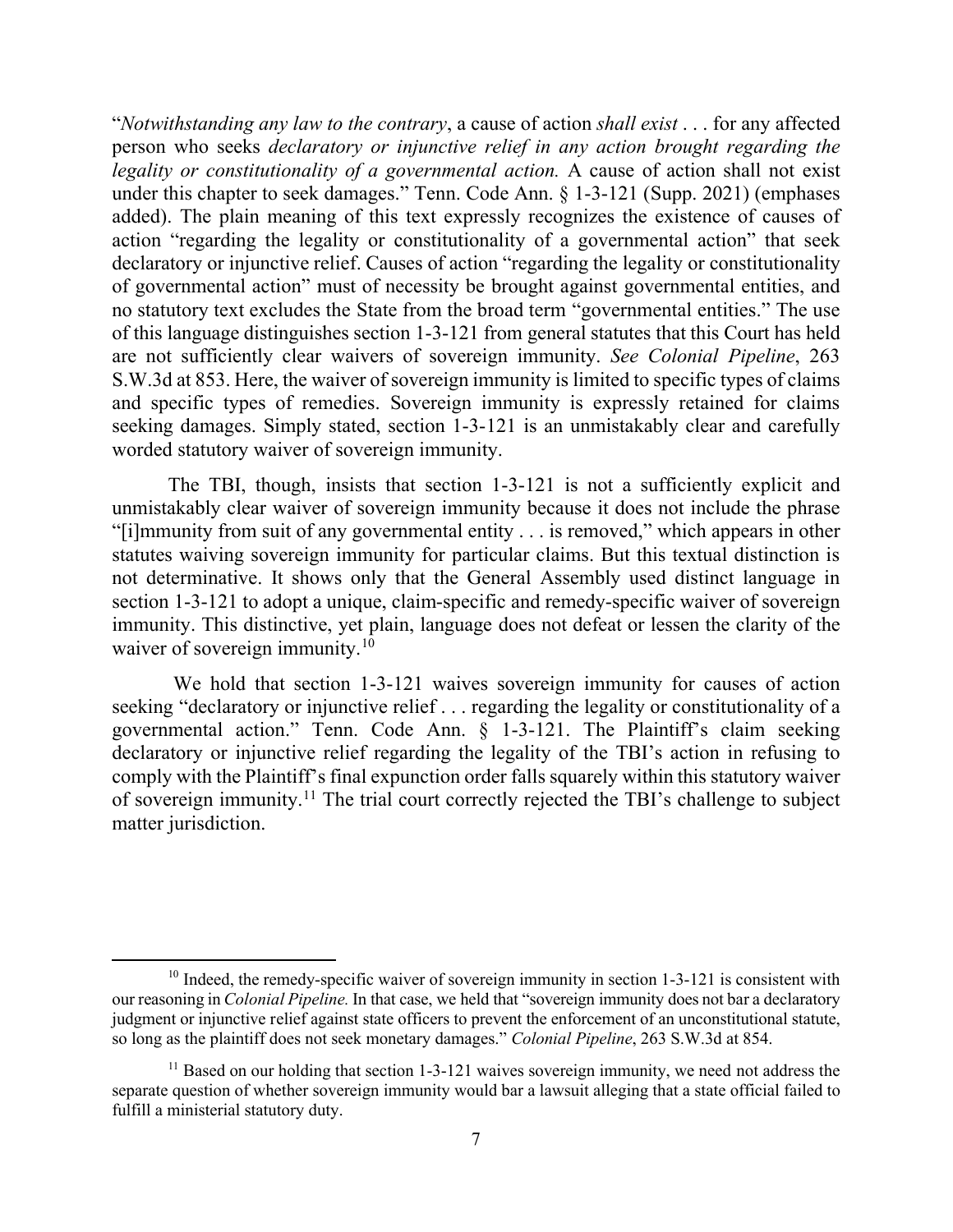"*Notwithstanding any law to the contrary*, a cause of action *shall exist* . . . for any affected person who seeks *declaratory or injunctive relief in any action brought regarding the legality or constitutionality of a governmental action.* A cause of action shall not exist under this chapter to seek damages." Tenn. Code Ann. § 1-3-121 (Supp. 2021) (emphases added). The plain meaning of this text expressly recognizes the existence of causes of action "regarding the legality or constitutionality of a governmental action" that seek declaratory or injunctive relief. Causes of action "regarding the legality or constitutionality of governmental action" must of necessity be brought against governmental entities, and no statutory text excludes the State from the broad term "governmental entities." The use of this language distinguishes section 1-3-121 from general statutes that this Court has held are not sufficiently clear waivers of sovereign immunity. *See Colonial Pipeline*, 263 S.W.3d at 853. Here, the waiver of sovereign immunity is limited to specific types of claims and specific types of remedies. Sovereign immunity is expressly retained for claims seeking damages. Simply stated, section 1-3-121 is an unmistakably clear and carefully worded statutory waiver of sovereign immunity.

The TBI, though, insists that section 1-3-121 is not a sufficiently explicit and unmistakably clear waiver of sovereign immunity because it does not include the phrase "[i]mmunity from suit of any governmental entity . . . is removed," which appears in other statutes waiving sovereign immunity for particular claims. But this textual distinction is not determinative. It shows only that the General Assembly used distinct language in section 1-3-121 to adopt a unique, claim-specific and remedy-specific waiver of sovereign immunity. This distinctive, yet plain, language does not defeat or lessen the clarity of the waiver of sovereign immunity.[10]

We hold that section 1-3-121 waives sovereign immunity for causes of action seeking "declaratory or injunctive relief . . . regarding the legality or constitutionality of a governmental action." Tenn. Code Ann. § 1-3-121. The Plaintiff's claim seeking declaratory or injunctive relief regarding the legality of the TBI's action in refusing to comply with the Plaintiff's final expunction order falls squarely within this statutory waiver of sovereign immunity.[11] The trial court correctly rejected the TBI's challenge to subject matter jurisdiction.

---

[10] Indeed, the remedy-specific waiver of sovereign immunity in section 1-3-121 is consistent with our reasoning in *Colonial Pipeline.* In that case, we held that "sovereign immunity does not bar a declaratory judgment or injunctive relief against state officers to prevent the enforcement of an unconstitutional statute, so long as the plaintiff does not seek monetary damages." *Colonial Pipeline*, 263 S.W.3d at 854.

[11] Based on our holding that section 1-3-121 waives sovereign immunity, we need not address the separate question of whether sovereign immunity would bar a lawsuit alleging that a state official failed to fulfill a ministerial statutory duty.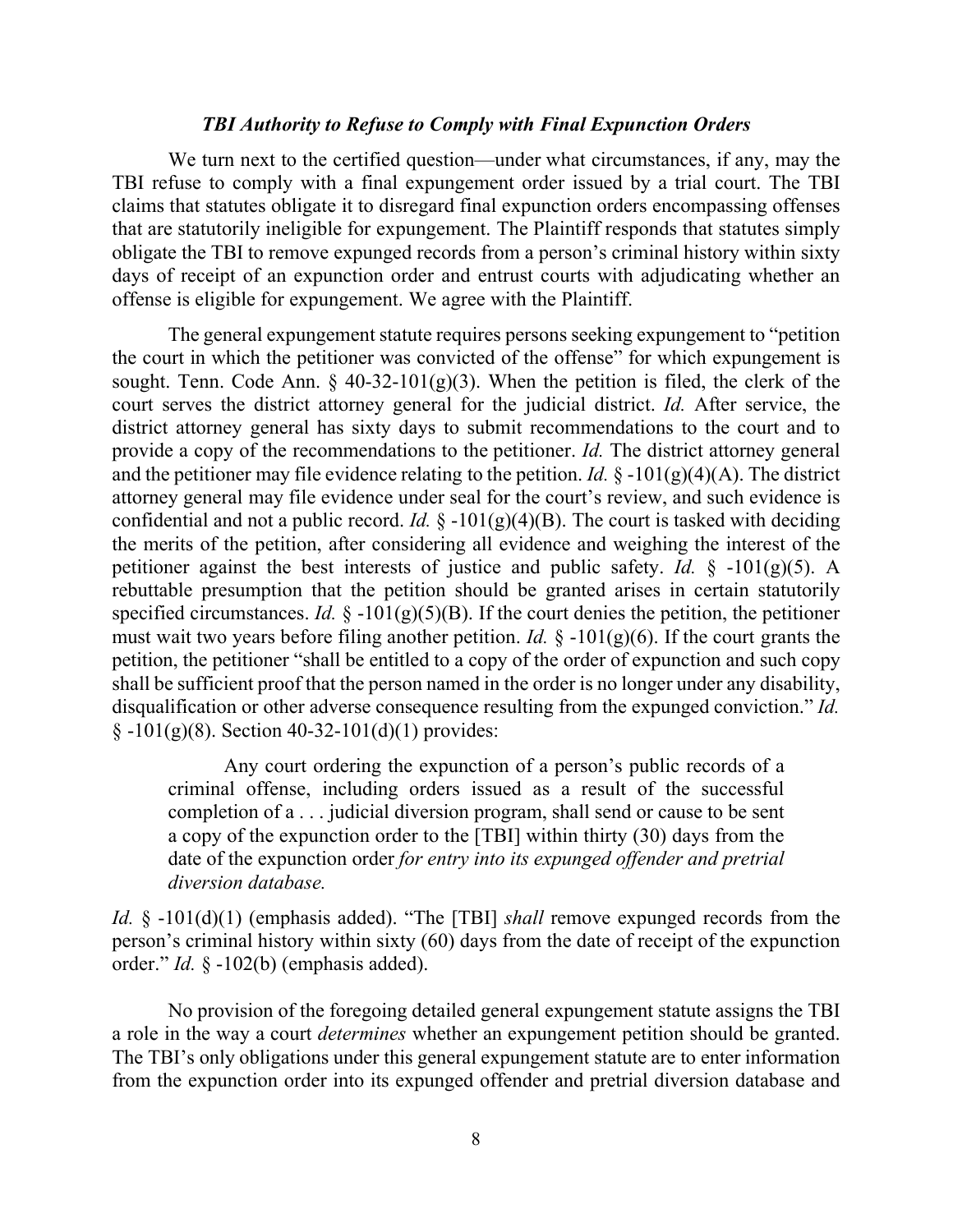### *TBI Authority to Refuse to Comply with Final Expunction Orders*

We turn next to the certified question—under what circumstances, if any, may the TBI refuse to comply with a final expungement order issued by a trial court. The TBI claims that statutes obligate it to disregard final expunction orders encompassing offenses that are statutorily ineligible for expungement. The Plaintiff responds that statutes simply obligate the TBI to remove expunged records from a person's criminal history within sixty days of receipt of an expunction order and entrust courts with adjudicating whether an offense is eligible for expungement. We agree with the Plaintiff.

The general expungement statute requires persons seeking expungement to "petition the court in which the petitioner was convicted of the offense" for which expungement is sought. Tenn. Code Ann. § 40-32-101(g)(3). When the petition is filed, the clerk of the court serves the district attorney general for the judicial district. *Id.* After service, the district attorney general has sixty days to submit recommendations to the court and to provide a copy of the recommendations to the petitioner. *Id.* The district attorney general and the petitioner may file evidence relating to the petition. *Id.* § -101(g)(4)(A). The district attorney general may file evidence under seal for the court's review, and such evidence is confidential and not a public record. *Id.* § -101(g)(4)(B). The court is tasked with deciding the merits of the petition, after considering all evidence and weighing the interest of the petitioner against the best interests of justice and public safety. *Id.* § -101(g)(5). A rebuttable presumption that the petition should be granted arises in certain statutorily specified circumstances. *Id.* § -101(g)(5)(B). If the court denies the petition, the petitioner must wait two years before filing another petition. *Id.* § -101(g)(6). If the court grants the petition, the petitioner "shall be entitled to a copy of the order of expunction and such copy shall be sufficient proof that the person named in the order is no longer under any disability, disqualification or other adverse consequence resulting from the expunged conviction." *Id.* § -101(g)(8). Section 40-32-101(d)(1) provides:

> Any court ordering the expunction of a person's public records of a criminal offense, including orders issued as a result of the successful completion of a . . . judicial diversion program, shall send or cause to be sent a copy of the expunction order to the [TBI] within thirty (30) days from the date of the expunction order *for entry into its expunged offender and pretrial diversion database.*

*Id.* § -101(d)(1) (emphasis added). "The [TBI] *shall* remove expunged records from the person's criminal history within sixty (60) days from the date of receipt of the expunction order." *Id.* § -102(b) (emphasis added).

No provision of the foregoing detailed general expungement statute assigns the TBI a role in the way a court *determines* whether an expungement petition should be granted. The TBI's only obligations under this general expungement statute are to enter information from the expunction order into its expunged offender and pretrial diversion database and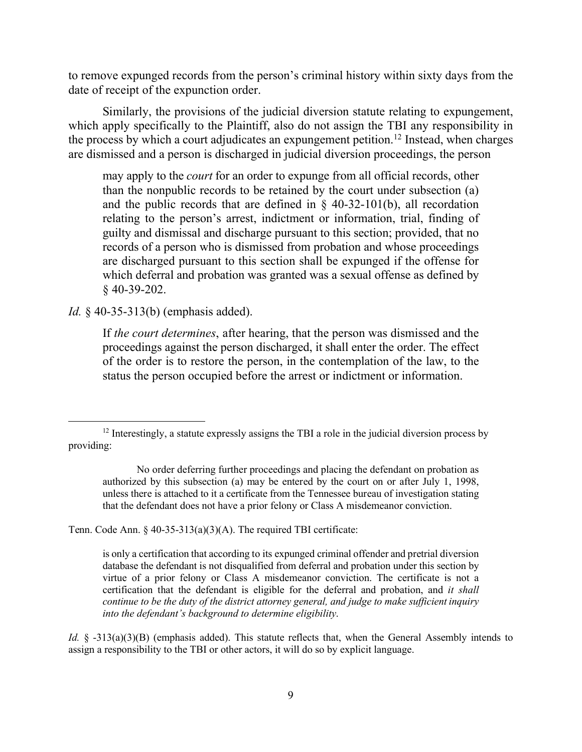to remove expunged records from the person's criminal history within sixty days from the date of receipt of the expunction order.

Similarly, the provisions of the judicial diversion statute relating to expungement, which apply specifically to the Plaintiff, also do not assign the TBI any responsibility in the process by which a court adjudicates an expungement petition.[12] Instead, when charges are dismissed and a person is discharged in judicial diversion proceedings, the person

> may apply to the *court* for an order to expunge from all official records, other than the nonpublic records to be retained by the court under subsection (a) and the public records that are defined in § 40-32-101(b), all recordation relating to the person's arrest, indictment or information, trial, finding of guilty and dismissal and discharge pursuant to this section; provided, that no records of a person who is dismissed from probation and whose proceedings are discharged pursuant to this section shall be expunged if the offense for which deferral and probation was granted was a sexual offense as defined by § 40-39-202.

*Id.* § 40-35-313(b) (emphasis added).

> If *the court determines*, after hearing, that the person was dismissed and the proceedings against the person discharged, it shall enter the order. The effect of the order is to restore the person, in the contemplation of the law, to the status the person occupied before the arrest or indictment or information.

---

[12] Interestingly, a statute expressly assigns the TBI a role in the judicial diversion process by providing:

> No order deferring further proceedings and placing the defendant on probation as authorized by this subsection (a) may be entered by the court on or after July 1, 1998, unless there is attached to it a certificate from the Tennessee bureau of investigation stating that the defendant does not have a prior felony or Class A misdemeanor conviction.

Tenn. Code Ann. § 40-35-313(a)(3)(A). The required TBI certificate:

> is only a certification that according to its expunged criminal offender and pretrial diversion database the defendant is not disqualified from deferral and probation under this section by virtue of a prior felony or Class A misdemeanor conviction. The certificate is not a certification that the defendant is eligible for the deferral and probation, and *it shall continue to be the duty of the district attorney general, and judge to make sufficient inquiry into the defendant's background to determine eligibility*.

*Id.* § -313(a)(3)(B) (emphasis added). This statute reflects that, when the General Assembly intends to assign a responsibility to the TBI or other actors, it will do so by explicit language.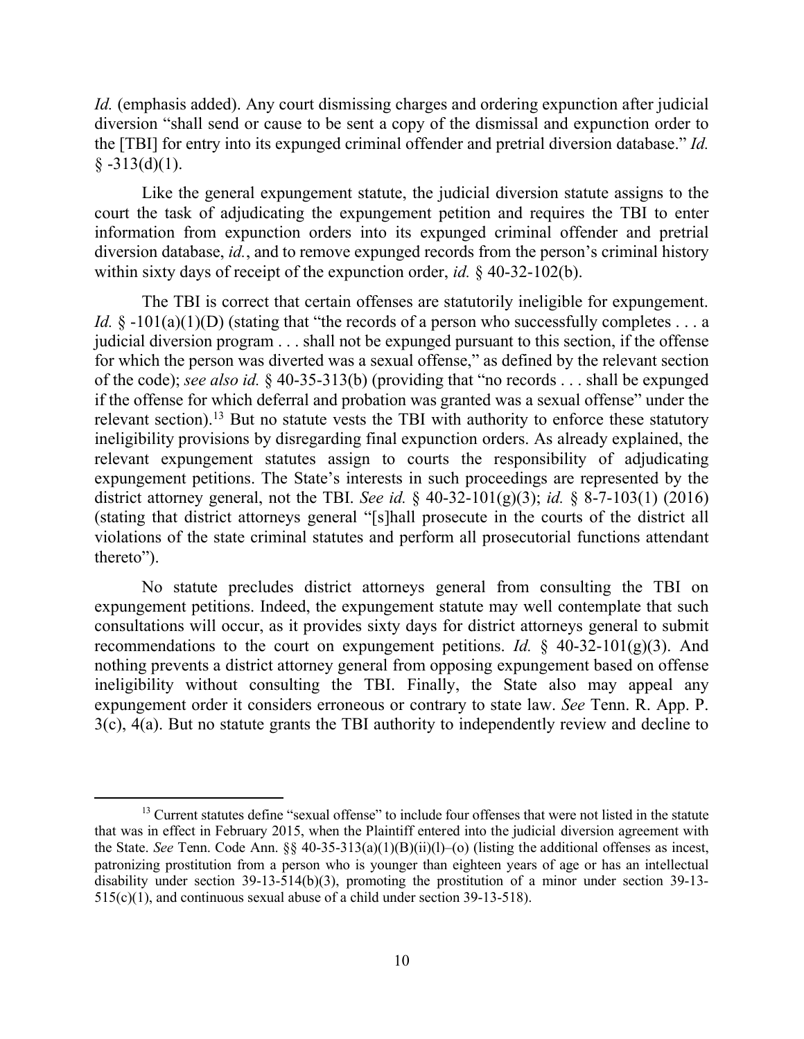*Id.* (emphasis added). Any court dismissing charges and ordering expunction after judicial diversion "shall send or cause to be sent a copy of the dismissal and expunction order to the [TBI] for entry into its expunged criminal offender and pretrial diversion database." *Id.* § -313(d)(1).

Like the general expungement statute, the judicial diversion statute assigns to the court the task of adjudicating the expungement petition and requires the TBI to enter information from expunction orders into its expunged criminal offender and pretrial diversion database, *id.*, and to remove expunged records from the person's criminal history within sixty days of receipt of the expunction order, *id.* § 40-32-102(b).

The TBI is correct that certain offenses are statutorily ineligible for expungement. *Id.* § -101(a)(1)(D) (stating that "the records of a person who successfully completes . . . a judicial diversion program . . . shall not be expunged pursuant to this section, if the offense for which the person was diverted was a sexual offense," as defined by the relevant section of the code); *see also id.* § 40-35-313(b) (providing that "no records . . . shall be expunged if the offense for which deferral and probation was granted was a sexual offense" under the relevant section).[13] But no statute vests the TBI with authority to enforce these statutory ineligibility provisions by disregarding final expunction orders. As already explained, the relevant expungement statutes assign to courts the responsibility of adjudicating expungement petitions. The State's interests in such proceedings are represented by the district attorney general, not the TBI. *See id.* § 40-32-101(g)(3); *id.* § 8-7-103(1) (2016) (stating that district attorneys general "[s]hall prosecute in the courts of the district all violations of the state criminal statutes and perform all prosecutorial functions attendant thereto").

No statute precludes district attorneys general from consulting the TBI on expungement petitions. Indeed, the expungement statute may well contemplate that such consultations will occur, as it provides sixty days for district attorneys general to submit recommendations to the court on expungement petitions. *Id.* § 40-32-101(g)(3). And nothing prevents a district attorney general from opposing expungement based on offense ineligibility without consulting the TBI. Finally, the State also may appeal any expungement order it considers erroneous or contrary to state law. *See* Tenn. R. App. P. 3(c), 4(a). But no statute grants the TBI authority to independently review and decline to

---

[13] Current statutes define "sexual offense" to include four offenses that were not listed in the statute that was in effect in February 2015, when the Plaintiff entered into the judicial diversion agreement with the State. *See* Tenn. Code Ann. §§ 40-35-313(a)(1)(B)(ii)(l)–(o) (listing the additional offenses as incest, patronizing prostitution from a person who is younger than eighteen years of age or has an intellectual disability under section 39-13-514(b)(3), promoting the prostitution of a minor under section 39-13-515(c)(1), and continuous sexual abuse of a child under section 39-13-518).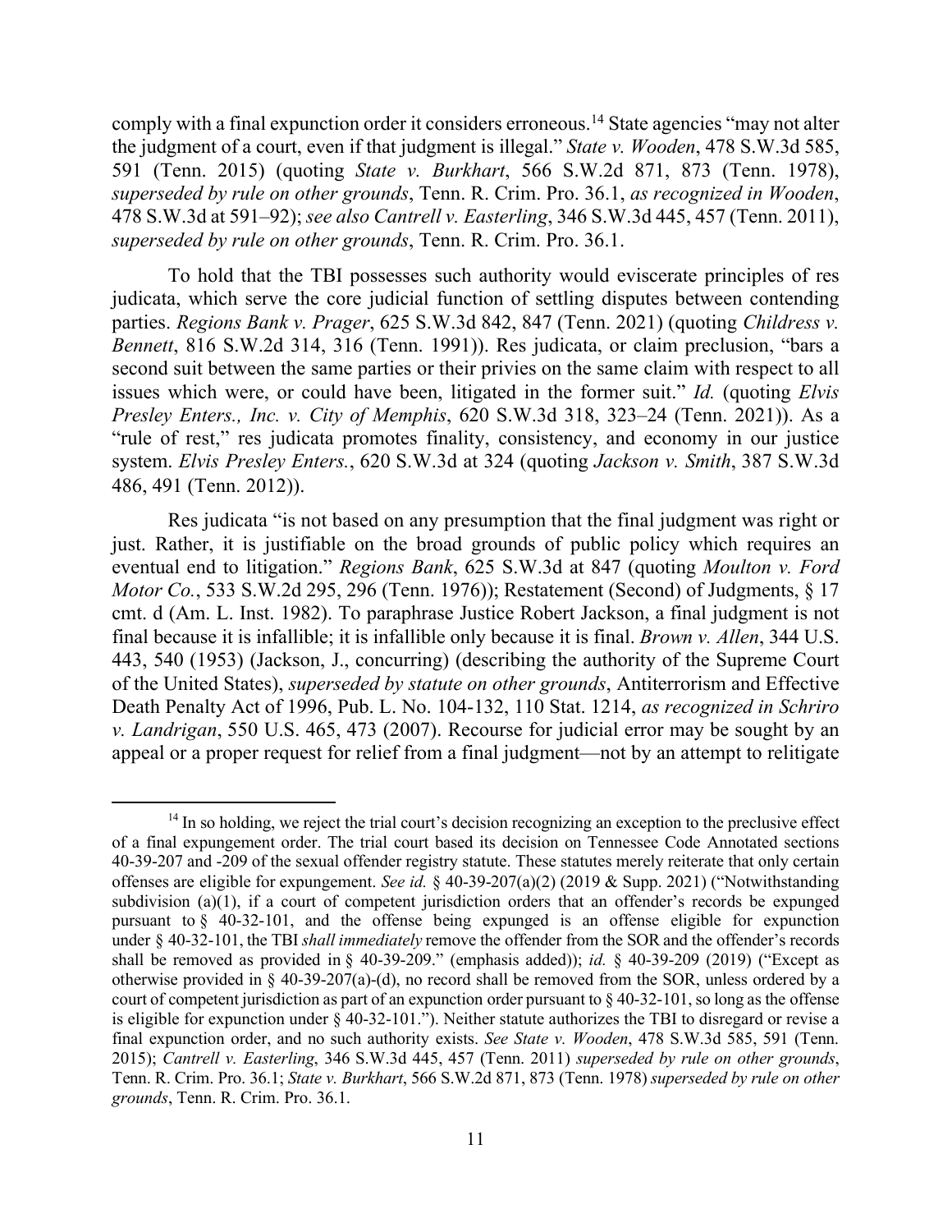comply with a final expunction order it considers erroneous.[14] State agencies "may not alter the judgment of a court, even if that judgment is illegal." *State v. Wooden*, 478 S.W.3d 585, 591 (Tenn. 2015) (quoting *State v. Burkhart*, 566 S.W.2d 871, 873 (Tenn. 1978), *superseded by rule on other grounds*, Tenn. R. Crim. Pro. 36.1, *as recognized in Wooden*, 478 S.W.3d at 591–92); *see also Cantrell v. Easterling*, 346 S.W.3d 445, 457 (Tenn. 2011), *superseded by rule on other grounds*, Tenn. R. Crim. Pro. 36.1.

To hold that the TBI possesses such authority would eviscerate principles of res judicata, which serve the core judicial function of settling disputes between contending parties. *Regions Bank v. Prager*, 625 S.W.3d 842, 847 (Tenn. 2021) (quoting *Childress v. Bennett*, 816 S.W.2d 314, 316 (Tenn. 1991)). Res judicata, or claim preclusion, "bars a second suit between the same parties or their privies on the same claim with respect to all issues which were, or could have been, litigated in the former suit." *Id.* (quoting *Elvis Presley Enters., Inc. v. City of Memphis*, 620 S.W.3d 318, 323–24 (Tenn. 2021)). As a "rule of rest," res judicata promotes finality, consistency, and economy in our justice system. *Elvis Presley Enters.*, 620 S.W.3d at 324 (quoting *Jackson v. Smith*, 387 S.W.3d 486, 491 (Tenn. 2012)).

Res judicata "is not based on any presumption that the final judgment was right or just. Rather, it is justifiable on the broad grounds of public policy which requires an eventual end to litigation." *Regions Bank*, 625 S.W.3d at 847 (quoting *Moulton v. Ford Motor Co.*, 533 S.W.2d 295, 296 (Tenn. 1976)); Restatement (Second) of Judgments, § 17 cmt. d (Am. L. Inst. 1982). To paraphrase Justice Robert Jackson, a final judgment is not final because it is infallible; it is infallible only because it is final. *Brown v. Allen*, 344 U.S. 443, 540 (1953) (Jackson, J., concurring) (describing the authority of the Supreme Court of the United States), *superseded by statute on other grounds*, Antiterrorism and Effective Death Penalty Act of 1996, Pub. L. No. 104-132, 110 Stat. 1214, *as recognized in Schriro v. Landrigan*, 550 U.S. 465, 473 (2007). Recourse for judicial error may be sought by an appeal or a proper request for relief from a final judgment—not by an attempt to relitigate

---

[14] In so holding, we reject the trial court's decision recognizing an exception to the preclusive effect of a final expungement order. The trial court based its decision on Tennessee Code Annotated sections 40-39-207 and -209 of the sexual offender registry statute. These statutes merely reiterate that only certain offenses are eligible for expungement. *See id.* § 40-39-207(a)(2) (2019 & Supp. 2021) ("Notwithstanding subdivision (a)(1), if a court of competent jurisdiction orders that an offender's records be expunged pursuant to § 40-32-101, and the offense being expunged is an offense eligible for expunction under § 40-32-101, the TBI *shall immediately* remove the offender from the SOR and the offender's records shall be removed as provided in § 40-39-209." (emphasis added)); *id.* § 40-39-209 (2019) ("Except as otherwise provided in § 40-39-207(a)-(d), no record shall be removed from the SOR, unless ordered by a court of competent jurisdiction as part of an expunction order pursuant to § 40-32-101, so long as the offense is eligible for expunction under § 40-32-101."). Neither statute authorizes the TBI to disregard or revise a final expunction order, and no such authority exists. *See State v. Wooden*, 478 S.W.3d 585, 591 (Tenn. 2015); *Cantrell v. Easterling*, 346 S.W.3d 445, 457 (Tenn. 2011) *superseded by rule on other grounds*, Tenn. R. Crim. Pro. 36.1; *State v. Burkhart*, 566 S.W.2d 871, 873 (Tenn. 1978) *superseded by rule on other grounds*, Tenn. R. Crim. Pro. 36.1.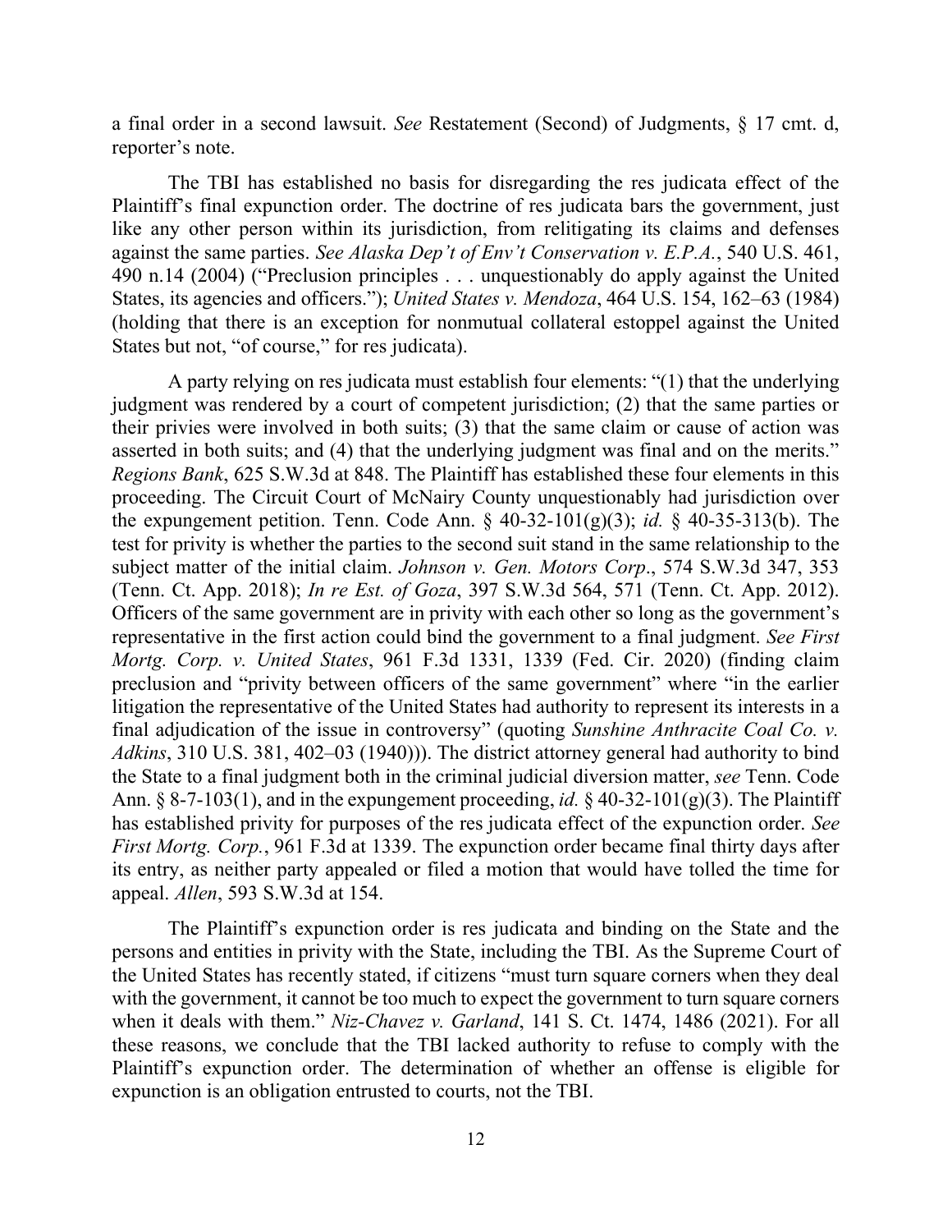a final order in a second lawsuit. *See* Restatement (Second) of Judgments, § 17 cmt. d, reporter's note.

The TBI has established no basis for disregarding the res judicata effect of the Plaintiff's final expunction order. The doctrine of res judicata bars the government, just like any other person within its jurisdiction, from relitigating its claims and defenses against the same parties. *See Alaska Dep't of Env't Conservation v. E.P.A.*, 540 U.S. 461, 490 n.14 (2004) ("Preclusion principles . . . unquestionably do apply against the United States, its agencies and officers."); *United States v. Mendoza*, 464 U.S. 154, 162–63 (1984) (holding that there is an exception for nonmutual collateral estoppel against the United States but not, "of course," for res judicata).

A party relying on res judicata must establish four elements: "(1) that the underlying judgment was rendered by a court of competent jurisdiction; (2) that the same parties or their privies were involved in both suits; (3) that the same claim or cause of action was asserted in both suits; and (4) that the underlying judgment was final and on the merits." *Regions Bank*, 625 S.W.3d at 848. The Plaintiff has established these four elements in this proceeding. The Circuit Court of McNairy County unquestionably had jurisdiction over the expungement petition. Tenn. Code Ann. § 40-32-101(g)(3); *id.* § 40-35-313(b). The test for privity is whether the parties to the second suit stand in the same relationship to the subject matter of the initial claim. *Johnson v. Gen. Motors Corp*., 574 S.W.3d 347, 353 (Tenn. Ct. App. 2018); *In re Est. of Goza*, 397 S.W.3d 564, 571 (Tenn. Ct. App. 2012). Officers of the same government are in privity with each other so long as the government's representative in the first action could bind the government to a final judgment. *See First Mortg. Corp. v. United States*, 961 F.3d 1331, 1339 (Fed. Cir. 2020) (finding claim preclusion and "privity between officers of the same government" where "in the earlier litigation the representative of the United States had authority to represent its interests in a final adjudication of the issue in controversy" (quoting *Sunshine Anthracite Coal Co. v. Adkins*, 310 U.S. 381, 402–03 (1940))). The district attorney general had authority to bind the State to a final judgment both in the criminal judicial diversion matter, *see* Tenn. Code Ann. § 8-7-103(1), and in the expungement proceeding, *id.* § 40-32-101(g)(3). The Plaintiff has established privity for purposes of the res judicata effect of the expunction order. *See First Mortg. Corp.*, 961 F.3d at 1339. The expunction order became final thirty days after its entry, as neither party appealed or filed a motion that would have tolled the time for appeal. *Allen*, 593 S.W.3d at 154.

The Plaintiff's expunction order is res judicata and binding on the State and the persons and entities in privity with the State, including the TBI. As the Supreme Court of the United States has recently stated, if citizens "must turn square corners when they deal with the government, it cannot be too much to expect the government to turn square corners when it deals with them." *Niz-Chavez v. Garland*, 141 S. Ct. 1474, 1486 (2021). For all these reasons, we conclude that the TBI lacked authority to refuse to comply with the Plaintiff's expunction order. The determination of whether an offense is eligible for expunction is an obligation entrusted to courts, not the TBI.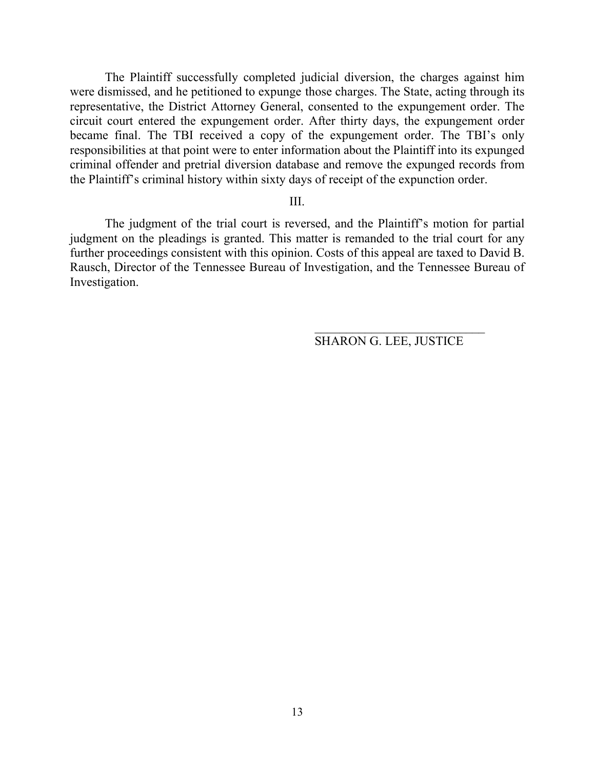The Plaintiff successfully completed judicial diversion, the charges against him were dismissed, and he petitioned to expunge those charges. The State, acting through its representative, the District Attorney General, consented to the expungement order. The circuit court entered the expungement order. After thirty days, the expungement order became final. The TBI received a copy of the expungement order. The TBI's only responsibilities at that point were to enter information about the Plaintiff into its expunged criminal offender and pretrial diversion database and remove the expunged records from the Plaintiff's criminal history within sixty days of receipt of the expunction order.

## III.

The judgment of the trial court is reversed, and the Plaintiff's motion for partial judgment on the pleadings is granted. This matter is remanded to the trial court for any further proceedings consistent with this opinion. Costs of this appeal are taxed to David B. Rausch, Director of the Tennessee Bureau of Investigation, and the Tennessee Bureau of Investigation.

\_\_\_\_\_\_\_\_\_\_\_\_\_\_\_\_\_\_\_\_\_\_\_\_\_\_\_\_

SHARON G. LEE, JUSTICE